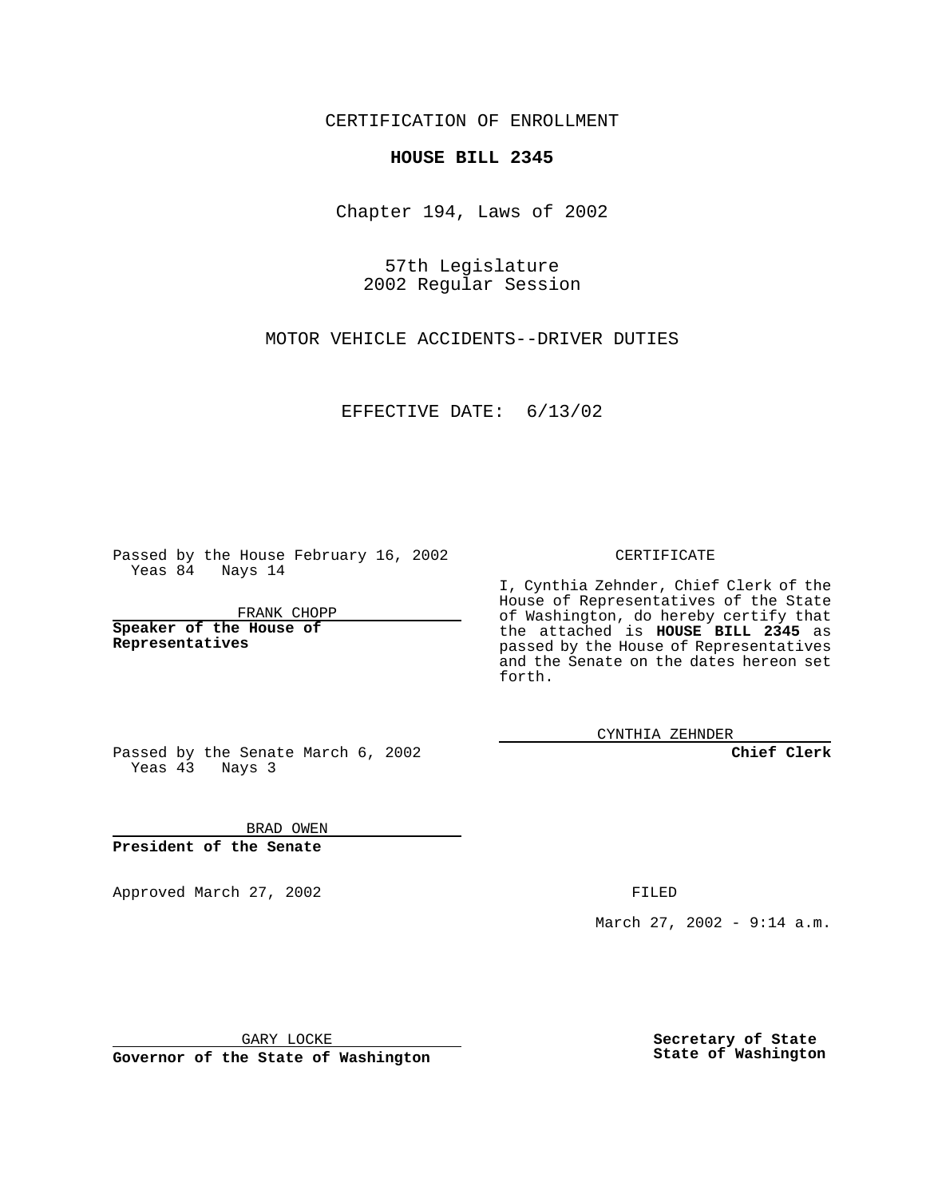CERTIFICATION OF ENROLLMENT

**HOUSE BILL 2345**

Chapter 194, Laws of 2002

57th Legislature
2002 Regular Session

MOTOR VEHICLE ACCIDENTS--DRIVER DUTIES

EFFECTIVE DATE: 6/13/02

Passed by the House February 16, 2002
Yeas 84 Nays 14

FRANK CHOPP

**Speaker of the House of Representatives**

Passed by the Senate March 6, 2002
Yeas 43 Nays 3

BRAD OWEN

**President of the Senate**

CERTIFICATE

I, Cynthia Zehnder, Chief Clerk of the House of Representatives of the State of Washington, do hereby certify that the attached is **HOUSE BILL 2345** as passed by the House of Representatives and the Senate on the dates hereon set forth.

CYNTHIA ZEHNDER

**Chief Clerk**

Approved March 27, 2002

FILED

March 27, 2002 - 9:14 a.m.

GARY LOCKE

**Governor of the State of Washington**

**Secretary of State**
**State of Washington**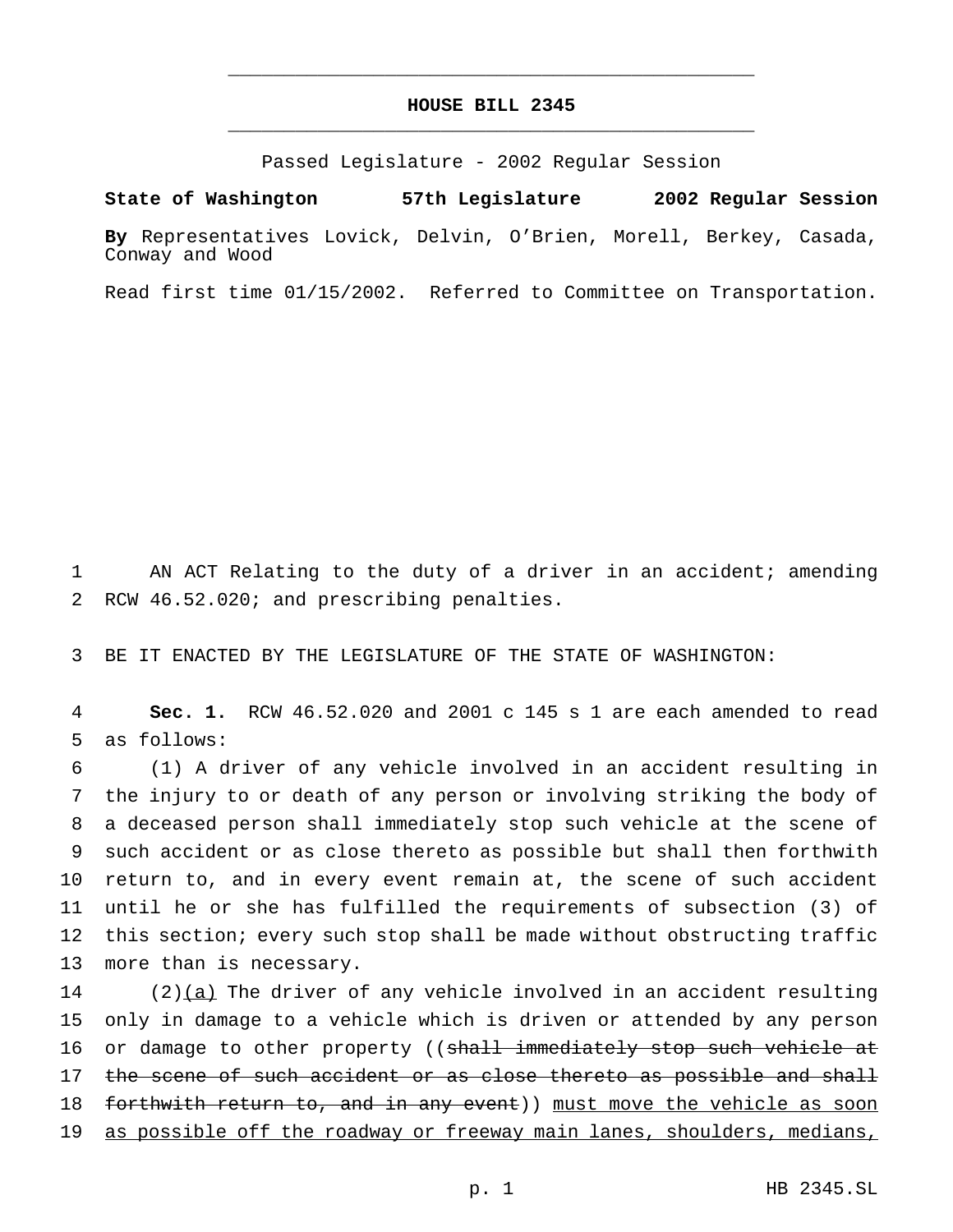# HOUSE BILL 2345

Passed Legislature - 2002 Regular Session

**State of Washington 57th Legislature 2002 Regular Session**

**By** Representatives Lovick, Delvin, O'Brien, Morell, Berkey, Casada, Conway and Wood

Read first time 01/15/2002. Referred to Committee on Transportation.

AN ACT Relating to the duty of a driver in an accident; amending RCW 46.52.020; and prescribing penalties.

BE IT ENACTED BY THE LEGISLATURE OF THE STATE OF WASHINGTON:

**Sec. 1.** RCW 46.52.020 and 2001 c 145 s 1 are each amended to read as follows:

(1) A driver of any vehicle involved in an accident resulting in the injury to or death of any person or involving striking the body of a deceased person shall immediately stop such vehicle at the scene of such accident or as close thereto as possible but shall then forthwith return to, and in every event remain at, the scene of such accident until he or she has fulfilled the requirements of subsection (3) of this section; every such stop shall be made without obstructing traffic more than is necessary.

(2)<u>(a)</u> The driver of any vehicle involved in an accident resulting only in damage to a vehicle which is driven or attended by any person or damage to other property ((~~shall immediately stop such vehicle at the scene of such accident or as close thereto as possible and shall forthwith return to, and in any event~~)) <u>must move the vehicle as soon as possible off the roadway or freeway main lanes, shoulders, medians,</u>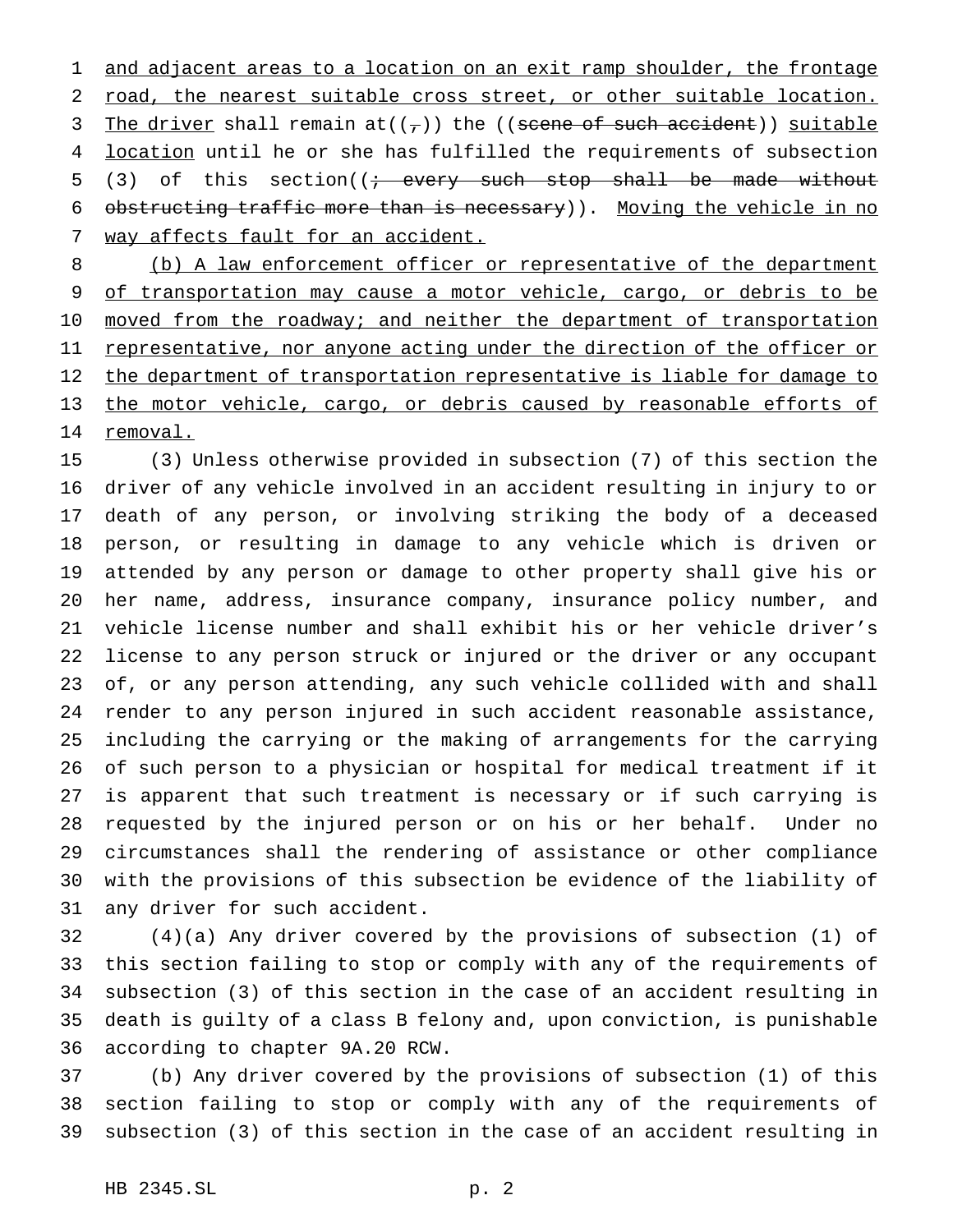and adjacent areas to a location on an exit ramp shoulder, the frontage road, the nearest suitable cross street, or other suitable location. The driver shall remain at((,)) the ((~~scene of such accident~~)) suitable location until he or she has fulfilled the requirements of subsection (3) of this section((~~; every such stop shall be made without obstructing traffic more than is necessary~~)). Moving the vehicle in no way affects fault for an accident.

(b) A law enforcement officer or representative of the department of transportation may cause a motor vehicle, cargo, or debris to be moved from the roadway; and neither the department of transportation representative, nor anyone acting under the direction of the officer or the department of transportation representative is liable for damage to the motor vehicle, cargo, or debris caused by reasonable efforts of removal.

(3) Unless otherwise provided in subsection (7) of this section the driver of any vehicle involved in an accident resulting in injury to or death of any person, or involving striking the body of a deceased person, or resulting in damage to any vehicle which is driven or attended by any person or damage to other property shall give his or her name, address, insurance company, insurance policy number, and vehicle license number and shall exhibit his or her vehicle driver's license to any person struck or injured or the driver or any occupant of, or any person attending, any such vehicle collided with and shall render to any person injured in such accident reasonable assistance, including the carrying or the making of arrangements for the carrying of such person to a physician or hospital for medical treatment if it is apparent that such treatment is necessary or if such carrying is requested by the injured person or on his or her behalf. Under no circumstances shall the rendering of assistance or other compliance with the provisions of this subsection be evidence of the liability of any driver for such accident.

(4)(a) Any driver covered by the provisions of subsection (1) of this section failing to stop or comply with any of the requirements of subsection (3) of this section in the case of an accident resulting in death is guilty of a class B felony and, upon conviction, is punishable according to chapter 9A.20 RCW.

(b) Any driver covered by the provisions of subsection (1) of this section failing to stop or comply with any of the requirements of subsection (3) of this section in the case of an accident resulting in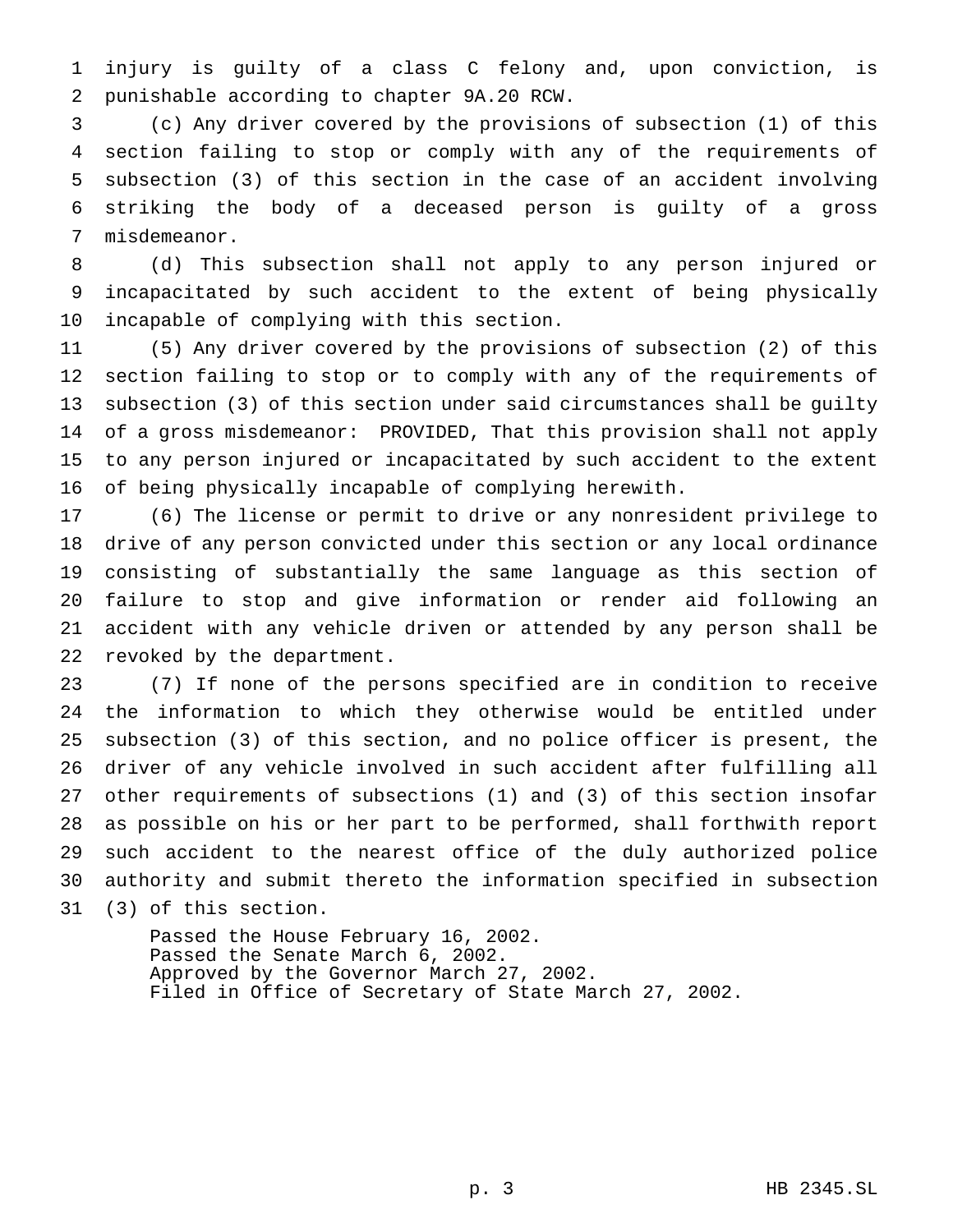injury is guilty of a class C felony and, upon conviction, is punishable according to chapter 9A.20 RCW.

(c) Any driver covered by the provisions of subsection (1) of this section failing to stop or comply with any of the requirements of subsection (3) of this section in the case of an accident involving striking the body of a deceased person is guilty of a gross misdemeanor.

(d) This subsection shall not apply to any person injured or incapacitated by such accident to the extent of being physically incapable of complying with this section.

(5) Any driver covered by the provisions of subsection (2) of this section failing to stop or to comply with any of the requirements of subsection (3) of this section under said circumstances shall be guilty of a gross misdemeanor: PROVIDED, That this provision shall not apply to any person injured or incapacitated by such accident to the extent of being physically incapable of complying herewith.

(6) The license or permit to drive or any nonresident privilege to drive of any person convicted under this section or any local ordinance consisting of substantially the same language as this section of failure to stop and give information or render aid following an accident with any vehicle driven or attended by any person shall be revoked by the department.

(7) If none of the persons specified are in condition to receive the information to which they otherwise would be entitled under subsection (3) of this section, and no police officer is present, the driver of any vehicle involved in such accident after fulfilling all other requirements of subsections (1) and (3) of this section insofar as possible on his or her part to be performed, shall forthwith report such accident to the nearest office of the duly authorized police authority and submit thereto the information specified in subsection (3) of this section.

Passed the House February 16, 2002.
Passed the Senate March 6, 2002.
Approved by the Governor March 27, 2002.
Filed in Office of Secretary of State March 27, 2002.